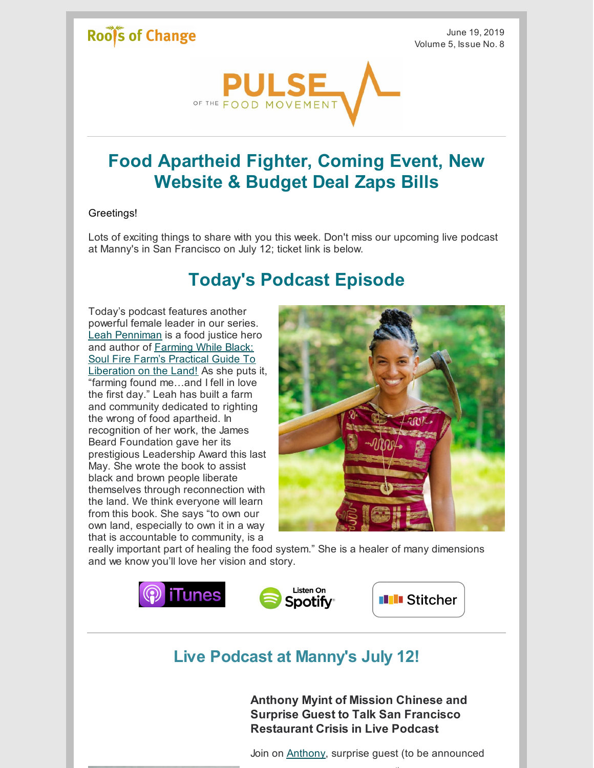Roots of Change

June 19, 2019
Volume 5, Issue No. 8

PULSE OF THE FOOD MOVEMENT

# Food Apartheid Fighter, Coming Event, New Website & Budget Deal Zaps Bills

Greetings!

Lots of exciting things to share with you this week. Don't miss our upcoming live podcast at Manny's in San Francisco on July 12; ticket link is below.

## Today's Podcast Episode

Today's podcast features another powerful female leader in our series. Leah Penniman is a food justice hero and author of Farming While Black: Soul Fire Farm's Practical Guide To Liberation on the Land! As she puts it, "farming found me…and I fell in love the first day." Leah has built a farm and community dedicated to righting the wrong of food apartheid. In recognition of her work, the James Beard Foundation gave her its prestigious Leadership Award this last May. She wrote the book to assist black and brown people liberate themselves through reconnection with the land. We think everyone will learn from this book. She says "to own our own land, especially to own it in a way that is accountable to community, is a really important part of healing the food system." She is a healer of many dimensions and we know you'll love her vision and story.

iTunes | Listen On Spotify | Stitcher

## Live Podcast at Manny's July 12!

### Anthony Myint of Mission Chinese and Surprise Guest to Talk San Francisco Restaurant Crisis in Live Podcast

Join on Anthony, surprise guest (to be announced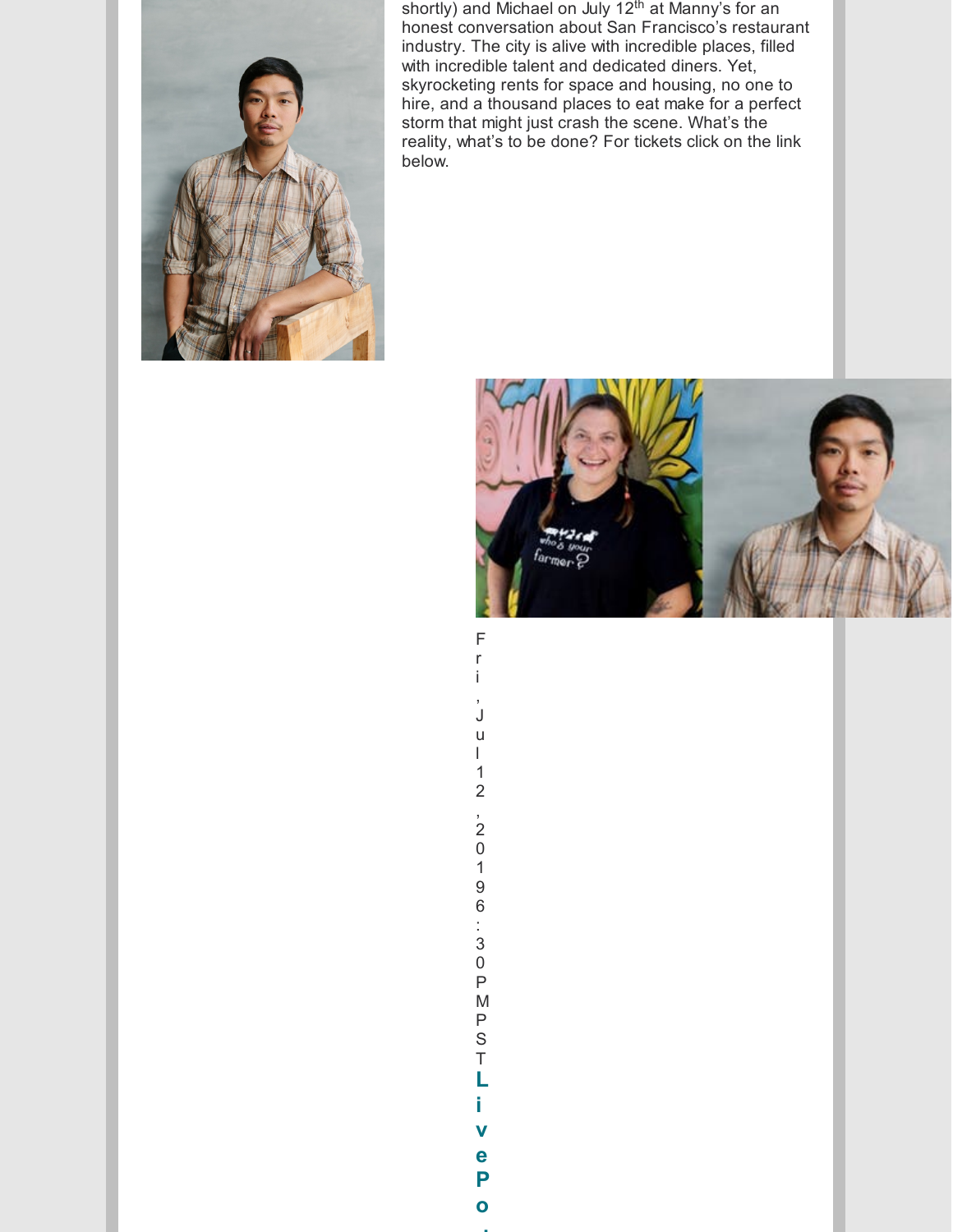shortly) and Michael on July 12th at Manny's for an honest conversation about San Francisco's restaurant industry. The city is alive with incredible places, filled with incredible talent and dedicated diners. Yet, skyrocketing rents for space and housing, no one to hire, and a thousand places to eat make for a perfect storm that might just crash the scene. What's the reality, what's to be done? For tickets click on the link below.

Fri, Jul 12, 2019 6:30 PM PST

**LivePo**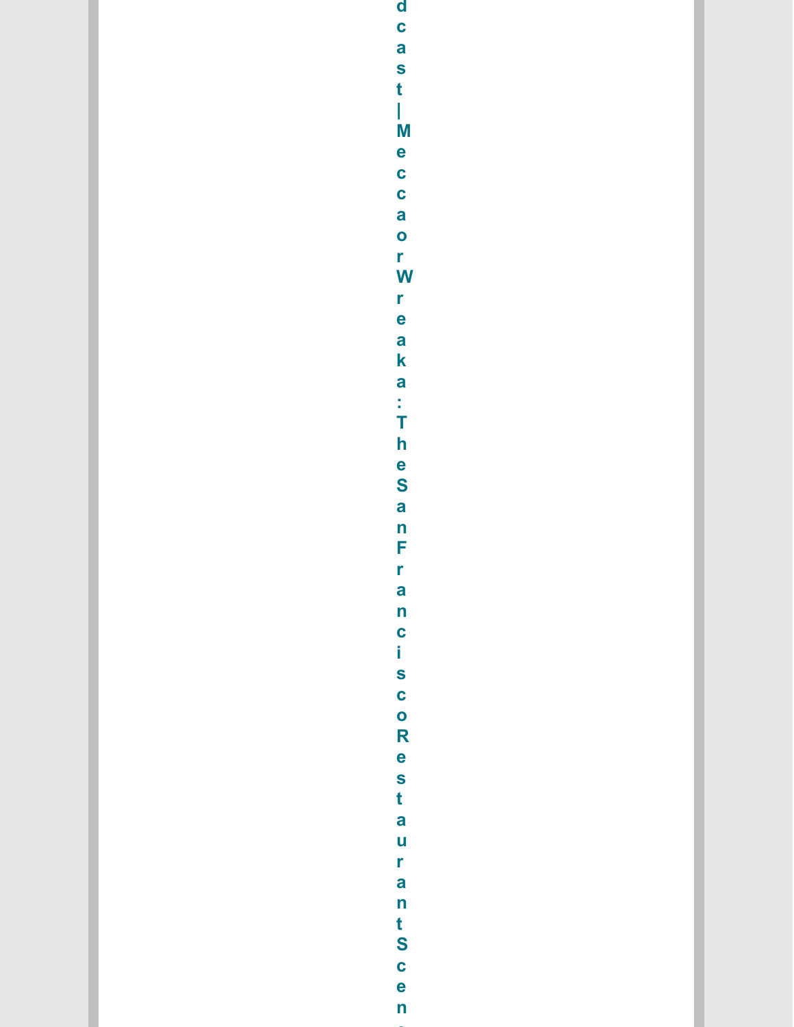dcast | Mecca or Wreaka: The San Francisco Restaurant Scen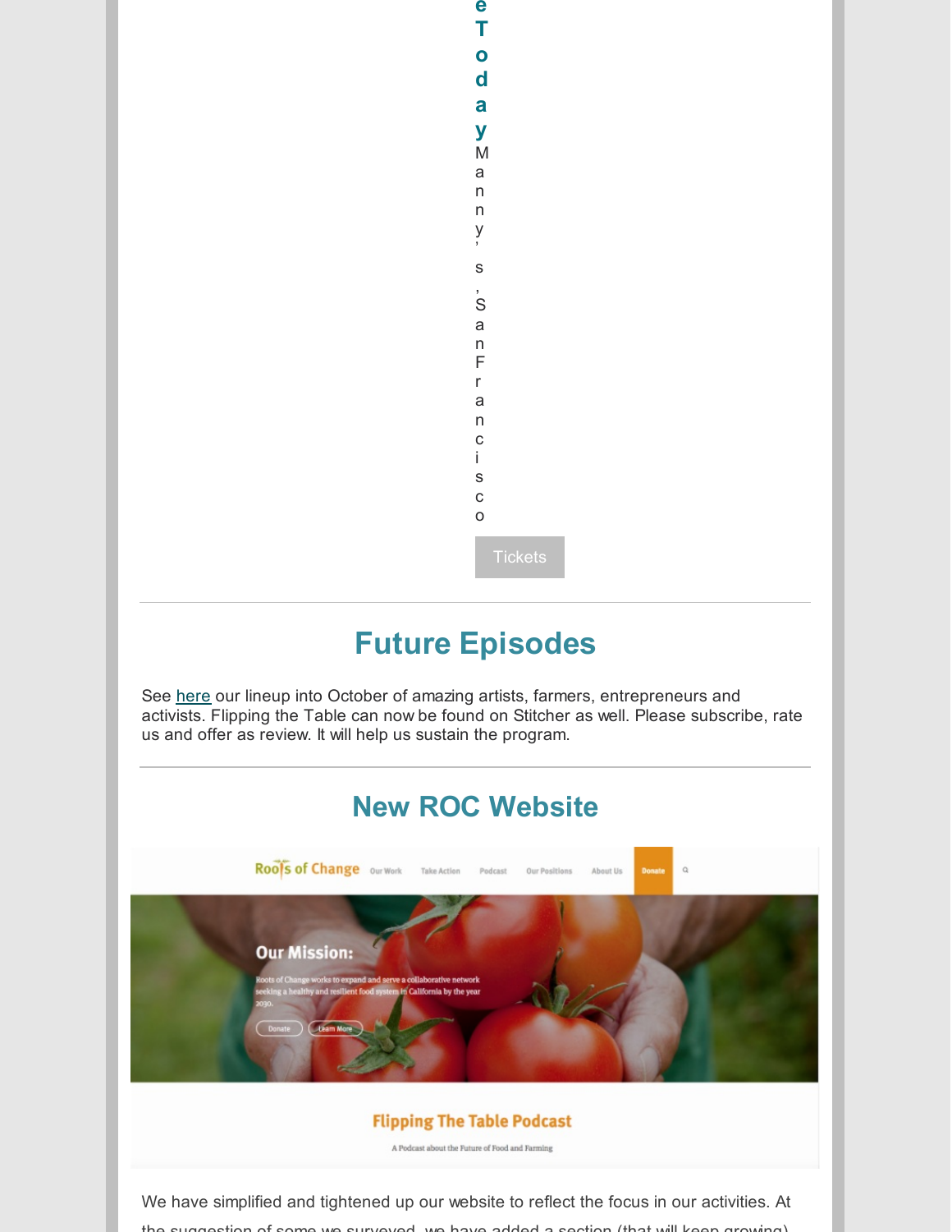**eToday** Manny's, San Francisco

Tickets

---

## Future Episodes

See here our lineup into October of amazing artists, farmers, entrepreneurs and activists. Flipping the Table can now be found on Stitcher as well. Please subscribe, rate us and offer as review. It will help us sustain the program.

---

## New ROC Website

We have simplified and tightened up our website to reflect the focus in our activities. At the suggestion of some we surveyed, we have added a section (that will keep growing)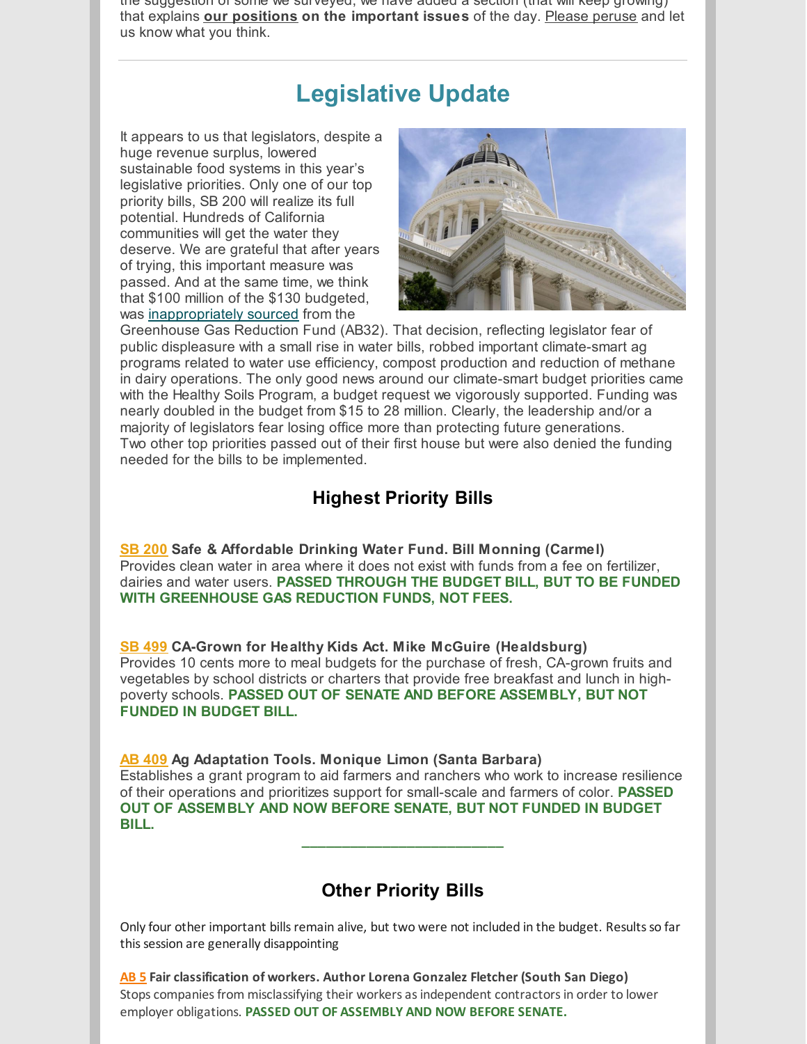the suggestion of some we surveyed, we have added a section (that will keep growing) that explains **our positions on the important issues** of the day. Please peruse and let us know what you think.

---

## Legislative Update

It appears to us that legislators, despite a huge revenue surplus, lowered sustainable food systems in this year's legislative priorities. Only one of our top priority bills, SB 200 will realize its full potential. Hundreds of California communities will get the water they deserve. We are grateful that after years of trying, this important measure was passed. And at the same time, we think that $100 million of the $130 budgeted, was inappropriately sourced from the Greenhouse Gas Reduction Fund (AB32). That decision, reflecting legislator fear of public displeasure with a small rise in water bills, robbed important climate-smart ag programs related to water use efficiency, compost production and reduction of methane in dairy operations. The only good news around our climate-smart budget priorities came with the Healthy Soils Program, a budget request we vigorously supported. Funding was nearly doubled in the budget from $15 to 28 million. Clearly, the leadership and/or a majority of legislators fear losing office more than protecting future generations. Two other top priorities passed out of their first house but were also denied the funding needed for the bills to be implemented.

### Highest Priority Bills

**SB 200 Safe & Affordable Drinking Water Fund. Bill Monning (Carmel)**
Provides clean water in area where it does not exist with funds from a fee on fertilizer, dairies and water users. **PASSED THROUGH THE BUDGET BILL, BUT TO BE FUNDED WITH GREENHOUSE GAS REDUCTION FUNDS, NOT FEES.**

**SB 499 CA-Grown for Healthy Kids Act. Mike McGuire (Healdsburg)**
Provides 10 cents more to meal budgets for the purchase of fresh, CA-grown fruits and vegetables by school districts or charters that provide free breakfast and lunch in high-poverty schools. **PASSED OUT OF SENATE AND BEFORE ASSEMBLY, BUT NOT FUNDED IN BUDGET BILL.**

**AB 409 Ag Adaptation Tools. Monique Limon (Santa Barbara)**
Establishes a grant program to aid farmers and ranchers who work to increase resilience of their operations and prioritizes support for small-scale and farmers of color. **PASSED OUT OF ASSEMBLY AND NOW BEFORE SENATE, BUT NOT FUNDED IN BUDGET BILL.**

---

### Other Priority Bills

Only four other important bills remain alive, but two were not included in the budget. Results so far this session are generally disappointing

**AB 5 Fair classification of workers. Author Lorena Gonzalez Fletcher (South San Diego)**
Stops companies from misclassifying their workers as independent contractors in order to lower employer obligations. **PASSED OUT OF ASSEMBLY AND NOW BEFORE SENATE.**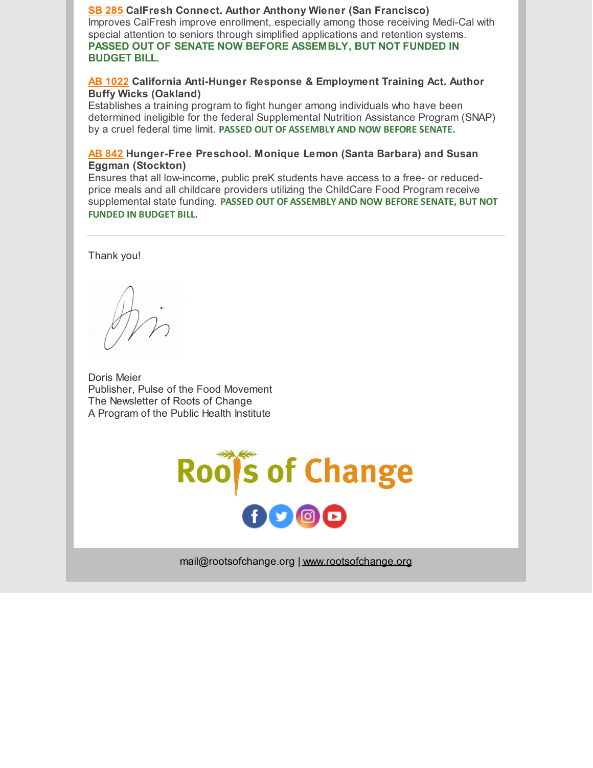**SB 285 CalFresh Connect. Author Anthony Wiener (San Francisco)**
Improves CalFresh improve enrollment, especially among those receiving Medi-Cal with special attention to seniors through simplified applications and retention systems. **PASSED OUT OF SENATE NOW BEFORE ASSEMBLY, BUT NOT FUNDED IN BUDGET BILL.**

**AB 1022 California Anti-Hunger Response & Employment Training Act. Author Buffy Wicks (Oakland)**
Establishes a training program to fight hunger among individuals who have been determined ineligible for the federal Supplemental Nutrition Assistance Program (SNAP) by a cruel federal time limit. **PASSED OUT OF ASSEMBLY AND NOW BEFORE SENATE.**

**AB 842 Hunger-Free Preschool. Monique Lemon (Santa Barbara) and Susan Eggman (Stockton)**
Ensures that all low-income, public preK students have access to a free- or reduced-price meals and all childcare providers utilizing the ChildCare Food Program receive supplemental state funding. **PASSED OUT OF ASSEMBLY AND NOW BEFORE SENATE, BUT NOT FUNDED IN BUDGET BILL.**

---

Thank you!

Doris Meier
Publisher, Pulse of the Food Movement
The Newsletter of Roots of Change
A Program of the Public Health Institute

Roots of Change

mail@rootsofchange.org | www.rootsofchange.org